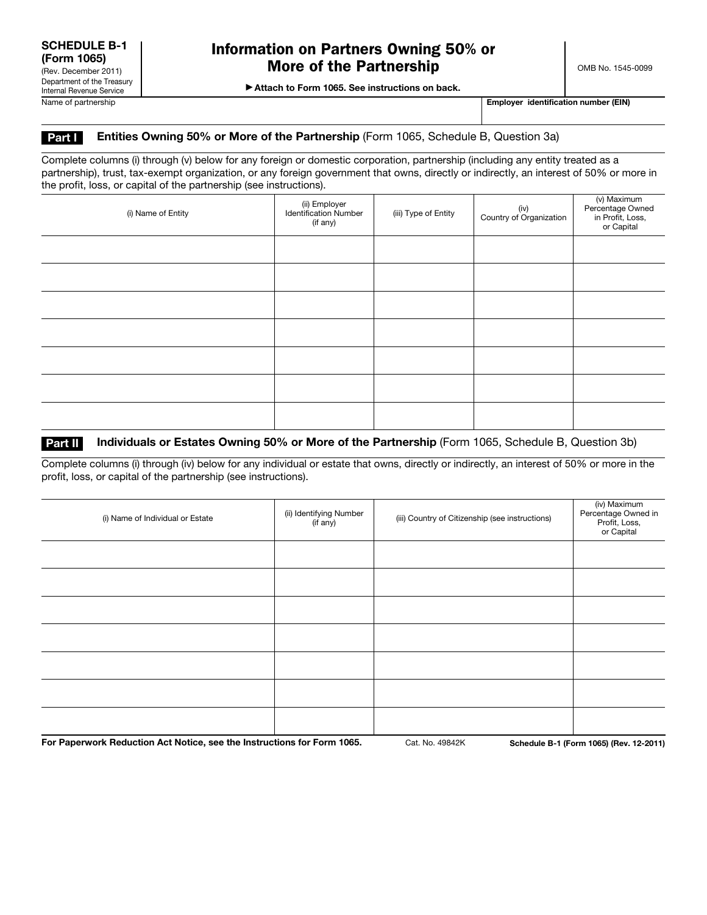**SCHEDULE B-1 (Form 1065)**
(Rev. December 2011)
Department of the Treasury
Internal Revenue Service

# Information on Partners Owning 50% or More of the Partnership

▶ **Attach to Form 1065. See instructions on back.**

OMB No. 1545-0099

| Name of partnership | **Employer identification number (EIN)** |
| --- | --- |
| | |

## Part I — Entities Owning 50% or More of the Partnership (Form 1065, Schedule B, Question 3a)

Complete columns (i) through (v) below for any foreign or domestic corporation, partnership (including any entity treated as a partnership), trust, tax-exempt organization, or any foreign government that owns, directly or indirectly, an interest of 50% or more in the profit, loss, or capital of the partnership (see instructions).

| (i) Name of Entity | (ii) Employer Identification Number (if any) | (iii) Type of Entity | (iv) Country of Organization | (v) Maximum Percentage Owned in Profit, Loss, or Capital |
| --- | --- | --- | --- | --- |
| | | | | |
| | | | | |
| | | | | |
| | | | | |
| | | | | |
| | | | | |
| | | | | |

## Part II — Individuals or Estates Owning 50% or More of the Partnership (Form 1065, Schedule B, Question 3b)

Complete columns (i) through (iv) below for any individual or estate that owns, directly or indirectly, an interest of 50% or more in the profit, loss, or capital of the partnership (see instructions).

| (i) Name of Individual or Estate | (ii) Identifying Number (if any) | (iii) Country of Citizenship (see instructions) | (iv) Maximum Percentage Owned in Profit, Loss, or Capital |
| --- | --- | --- | --- |
| | | | |
| | | | |
| | | | |
| | | | |
| | | | |
| | | | |
| | | | |

**For Paperwork Reduction Act Notice, see the Instructions for Form 1065.** Cat. No. 49842K **Schedule B-1 (Form 1065) (Rev. 12-2011)**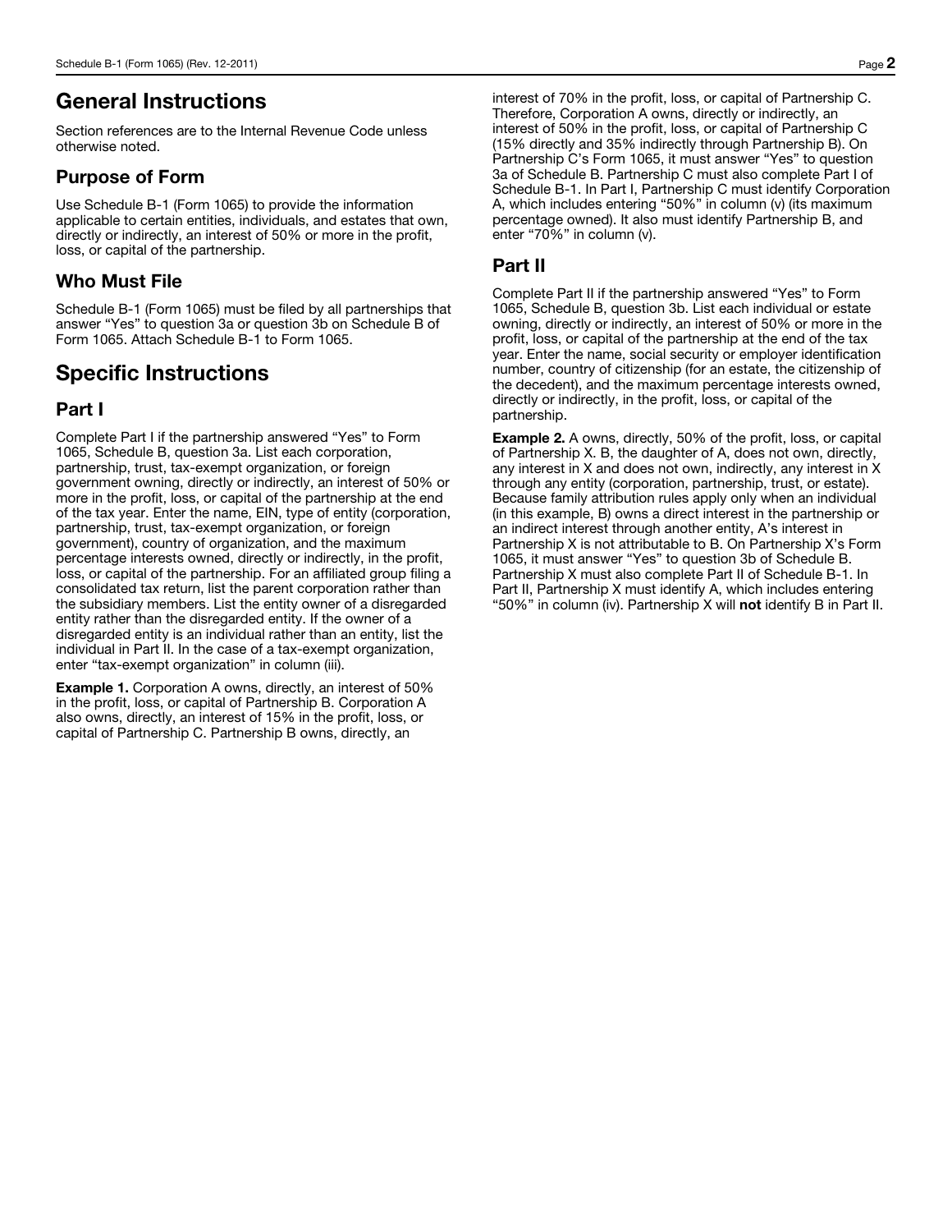# General Instructions

Section references are to the Internal Revenue Code unless otherwise noted.

## Purpose of Form

Use Schedule B-1 (Form 1065) to provide the information applicable to certain entities, individuals, and estates that own, directly or indirectly, an interest of 50% or more in the profit, loss, or capital of the partnership.

## Who Must File

Schedule B-1 (Form 1065) must be filed by all partnerships that answer "Yes" to question 3a or question 3b on Schedule B of Form 1065. Attach Schedule B-1 to Form 1065.

# Specific Instructions

## Part I

Complete Part I if the partnership answered "Yes" to Form 1065, Schedule B, question 3a. List each corporation, partnership, trust, tax-exempt organization, or foreign government owning, directly or indirectly, an interest of 50% or more in the profit, loss, or capital of the partnership at the end of the tax year. Enter the name, EIN, type of entity (corporation, partnership, trust, tax-exempt organization, or foreign government), country of organization, and the maximum percentage interests owned, directly or indirectly, in the profit, loss, or capital of the partnership. For an affiliated group filing a consolidated tax return, list the parent corporation rather than the subsidiary members. List the entity owner of a disregarded entity rather than the disregarded entity. If the owner of a disregarded entity is an individual rather than an entity, list the individual in Part II. In the case of a tax-exempt organization, enter "tax-exempt organization" in column (iii).

**Example 1.** Corporation A owns, directly, an interest of 50% in the profit, loss, or capital of Partnership B. Corporation A also owns, directly, an interest of 15% in the profit, loss, or capital of Partnership C. Partnership B owns, directly, an interest of 70% in the profit, loss, or capital of Partnership C. Therefore, Corporation A owns, directly or indirectly, an interest of 50% in the profit, loss, or capital of Partnership C (15% directly and 35% indirectly through Partnership B). On Partnership C's Form 1065, it must answer "Yes" to question 3a of Schedule B. Partnership C must also complete Part I of Schedule B-1. In Part I, Partnership C must identify Corporation A, which includes entering "50%" in column (v) (its maximum percentage owned). It also must identify Partnership B, and enter "70%" in column (v).

## Part II

Complete Part II if the partnership answered "Yes" to Form 1065, Schedule B, question 3b. List each individual or estate owning, directly or indirectly, an interest of 50% or more in the profit, loss, or capital of the partnership at the end of the tax year. Enter the name, social security or employer identification number, country of citizenship (for an estate, the citizenship of the decedent), and the maximum percentage interests owned, directly or indirectly, in the profit, loss, or capital of the partnership.

**Example 2.** A owns, directly, 50% of the profit, loss, or capital of Partnership X. B, the daughter of A, does not own, directly, any interest in X and does not own, indirectly, any interest in X through any entity (corporation, partnership, trust, or estate). Because family attribution rules apply only when an individual (in this example, B) owns a direct interest in the partnership or an indirect interest through another entity, A's interest in Partnership X is not attributable to B. On Partnership X's Form 1065, it must answer "Yes" to question 3b of Schedule B. Partnership X must also complete Part II of Schedule B-1. In Part II, Partnership X must identify A, which includes entering "50%" in column (iv). Partnership X will **not** identify B in Part II.